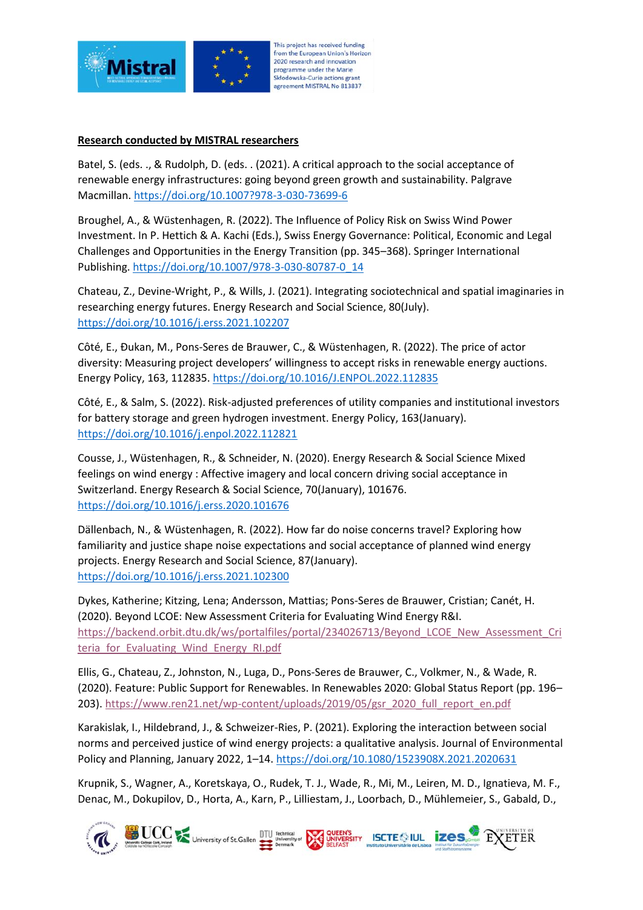**Research conducted by MISTRAL researchers**

Batel, S. (eds. ., & Rudolph, D. (eds. . (2021). A critical approach to the social acceptance of renewable energy infrastructures: going beyond green growth and sustainability. Palgrave Macmillan. https://doi.org/10.1007?978-3-030-73699-6

Broughel, A., & Wüstenhagen, R. (2022). The Influence of Policy Risk on Swiss Wind Power Investment. In P. Hettich & A. Kachi (Eds.), Swiss Energy Governance: Political, Economic and Legal Challenges and Opportunities in the Energy Transition (pp. 345–368). Springer International Publishing. https://doi.org/10.1007/978-3-030-80787-0_14

Chateau, Z., Devine-Wright, P., & Wills, J. (2021). Integrating sociotechnical and spatial imaginaries in researching energy futures. Energy Research and Social Science, 80(July). https://doi.org/10.1016/j.erss.2021.102207

Côté, E., Đukan, M., Pons-Seres de Brauwer, C., & Wüstenhagen, R. (2022). The price of actor diversity: Measuring project developers' willingness to accept risks in renewable energy auctions. Energy Policy, 163, 112835. https://doi.org/10.1016/J.ENPOL.2022.112835

Côté, E., & Salm, S. (2022). Risk-adjusted preferences of utility companies and institutional investors for battery storage and green hydrogen investment. Energy Policy, 163(January). https://doi.org/10.1016/j.enpol.2022.112821

Cousse, J., Wüstenhagen, R., & Schneider, N. (2020). Energy Research & Social Science Mixed feelings on wind energy : Affective imagery and local concern driving social acceptance in Switzerland. Energy Research & Social Science, 70(January), 101676. https://doi.org/10.1016/j.erss.2020.101676

Dällenbach, N., & Wüstenhagen, R. (2022). How far do noise concerns travel? Exploring how familiarity and justice shape noise expectations and social acceptance of planned wind energy projects. Energy Research and Social Science, 87(January). https://doi.org/10.1016/j.erss.2021.102300

Dykes, Katherine; Kitzing, Lena; Andersson, Mattias; Pons-Seres de Brauwer, Cristian; Canét, H. (2020). Beyond LCOE: New Assessment Criteria for Evaluating Wind Energy R&I. https://backend.orbit.dtu.dk/ws/portalfiles/portal/234026713/Beyond_LCOE_New_Assessment_Criteria_for_Evaluating_Wind_Energy_RI.pdf

Ellis, G., Chateau, Z., Johnston, N., Luga, D., Pons-Seres de Brauwer, C., Volkmer, N., & Wade, R. (2020). Feature: Public Support for Renewables. In Renewables 2020: Global Status Report (pp. 196–203). https://www.ren21.net/wp-content/uploads/2019/05/gsr_2020_full_report_en.pdf

Karakislak, I., Hildebrand, J., & Schweizer-Ries, P. (2021). Exploring the interaction between social norms and perceived justice of wind energy projects: a qualitative analysis. Journal of Environmental Policy and Planning, January 2022, 1–14. https://doi.org/10.1080/1523908X.2021.2020631

Krupnik, S., Wagner, A., Koretskaya, O., Rudek, T. J., Wade, R., Mi, M., Leiren, M. D., Ignatieva, M. F., Denac, M., Dokupilov, D., Horta, A., Karn, P., Lilliestam, J., Loorbach, D., Mühlemeier, S., Gabald, D.,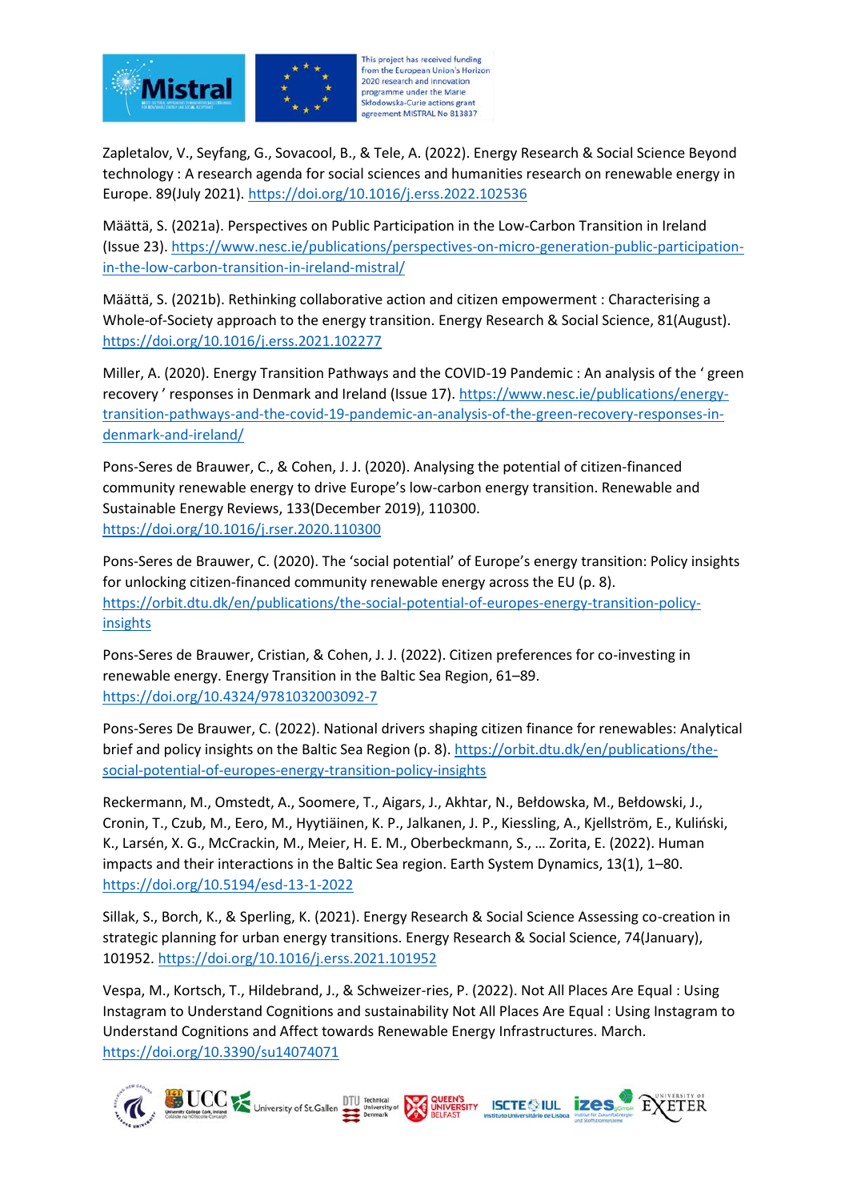Zapletalov, V., Seyfang, G., Sovacool, B., & Tele, A. (2022). Energy Research & Social Science Beyond technology : A research agenda for social sciences and humanities research on renewable energy in Europe. 89(July 2021). https://doi.org/10.1016/j.erss.2022.102536

Määttä, S. (2021a). Perspectives on Public Participation in the Low-Carbon Transition in Ireland (Issue 23). https://www.nesc.ie/publications/perspectives-on-micro-generation-public-participation-in-the-low-carbon-transition-in-ireland-mistral/

Määttä, S. (2021b). Rethinking collaborative action and citizen empowerment : Characterising a Whole-of-Society approach to the energy transition. Energy Research & Social Science, 81(August). https://doi.org/10.1016/j.erss.2021.102277

Miller, A. (2020). Energy Transition Pathways and the COVID-19 Pandemic : An analysis of the ' green recovery ' responses in Denmark and Ireland (Issue 17). https://www.nesc.ie/publications/energy-transition-pathways-and-the-covid-19-pandemic-an-analysis-of-the-green-recovery-responses-in-denmark-and-ireland/

Pons-Seres de Brauwer, C., & Cohen, J. J. (2020). Analysing the potential of citizen-financed community renewable energy to drive Europe's low-carbon energy transition. Renewable and Sustainable Energy Reviews, 133(December 2019), 110300. https://doi.org/10.1016/j.rser.2020.110300

Pons-Seres de Brauwer, C. (2020). The 'social potential' of Europe's energy transition: Policy insights for unlocking citizen-financed community renewable energy across the EU (p. 8). https://orbit.dtu.dk/en/publications/the-social-potential-of-europes-energy-transition-policy-insights

Pons-Seres de Brauwer, Cristian, & Cohen, J. J. (2022). Citizen preferences for co-investing in renewable energy. Energy Transition in the Baltic Sea Region, 61–89. https://doi.org/10.4324/9781032003092-7

Pons-Seres De Brauwer, C. (2022). National drivers shaping citizen finance for renewables: Analytical brief and policy insights on the Baltic Sea Region (p. 8). https://orbit.dtu.dk/en/publications/the-social-potential-of-europes-energy-transition-policy-insights

Reckermann, M., Omstedt, A., Soomere, T., Aigars, J., Akhtar, N., Bełdowska, M., Bełdowski, J., Cronin, T., Czub, M., Eero, M., Hyytiäinen, K. P., Jalkanen, J. P., Kiessling, A., Kjellström, E., Kuliński, K., Larsén, X. G., McCrackin, M., Meier, H. E. M., Oberbeckmann, S., … Zorita, E. (2022). Human impacts and their interactions in the Baltic Sea region. Earth System Dynamics, 13(1), 1–80. https://doi.org/10.5194/esd-13-1-2022

Sillak, S., Borch, K., & Sperling, K. (2021). Energy Research & Social Science Assessing co-creation in strategic planning for urban energy transitions. Energy Research & Social Science, 74(January), 101952. https://doi.org/10.1016/j.erss.2021.101952

Vespa, M., Kortsch, T., Hildebrand, J., & Schweizer-ries, P. (2022). Not All Places Are Equal : Using Instagram to Understand Cognitions and sustainability Not All Places Are Equal : Using Instagram to Understand Cognitions and Affect towards Renewable Energy Infrastructures. March. https://doi.org/10.3390/su14074071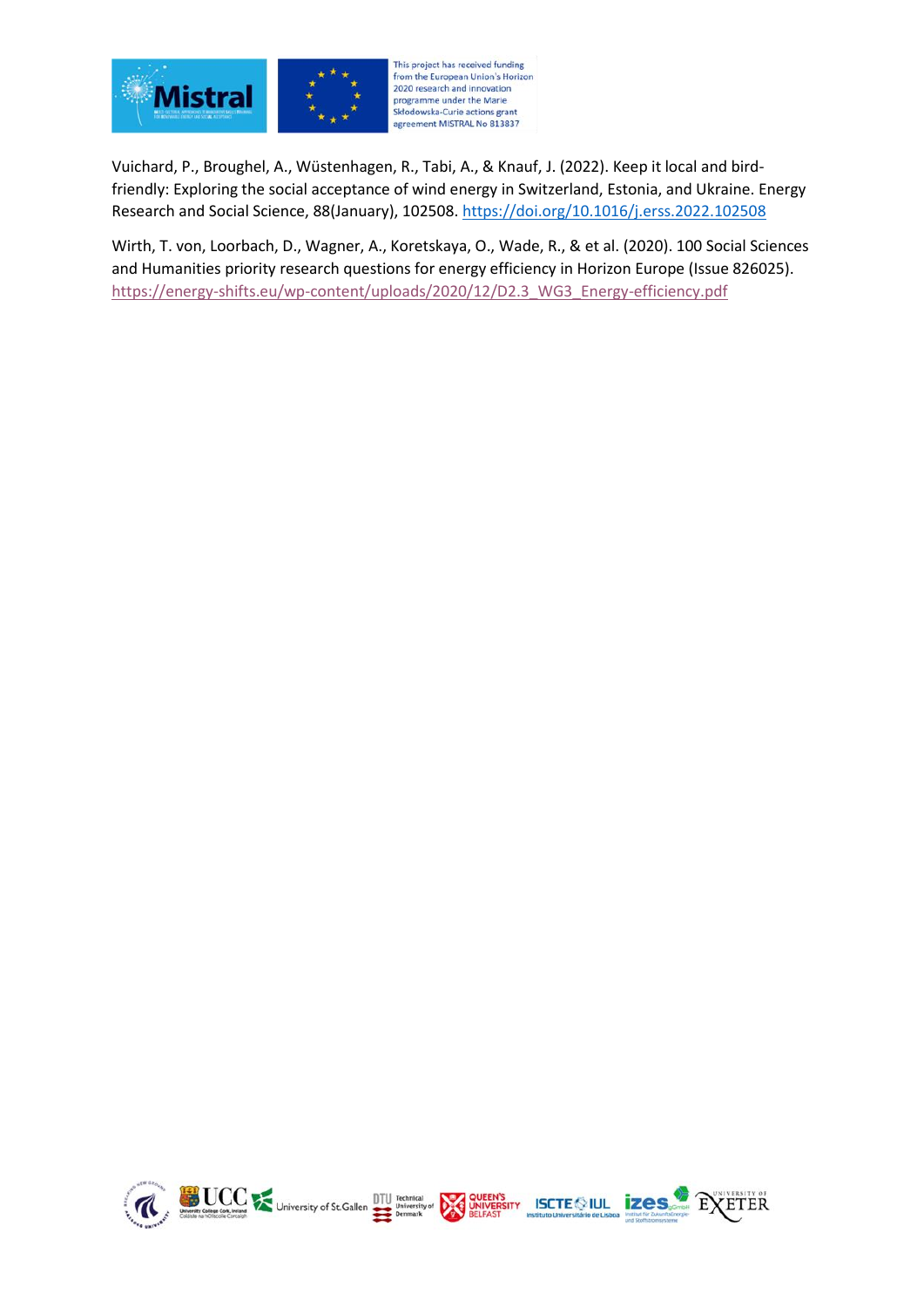Vuichard, P., Broughel, A., Wüstenhagen, R., Tabi, A., & Knauf, J. (2022). Keep it local and bird-friendly: Exploring the social acceptance of wind energy in Switzerland, Estonia, and Ukraine. Energy Research and Social Science, 88(January), 102508. https://doi.org/10.1016/j.erss.2022.102508

Wirth, T. von, Loorbach, D., Wagner, A., Koretskaya, O., Wade, R., & et al. (2020). 100 Social Sciences and Humanities priority research questions for energy efficiency in Horizon Europe (Issue 826025). https://energy-shifts.eu/wp-content/uploads/2020/12/D2.3_WG3_Energy-efficiency.pdf